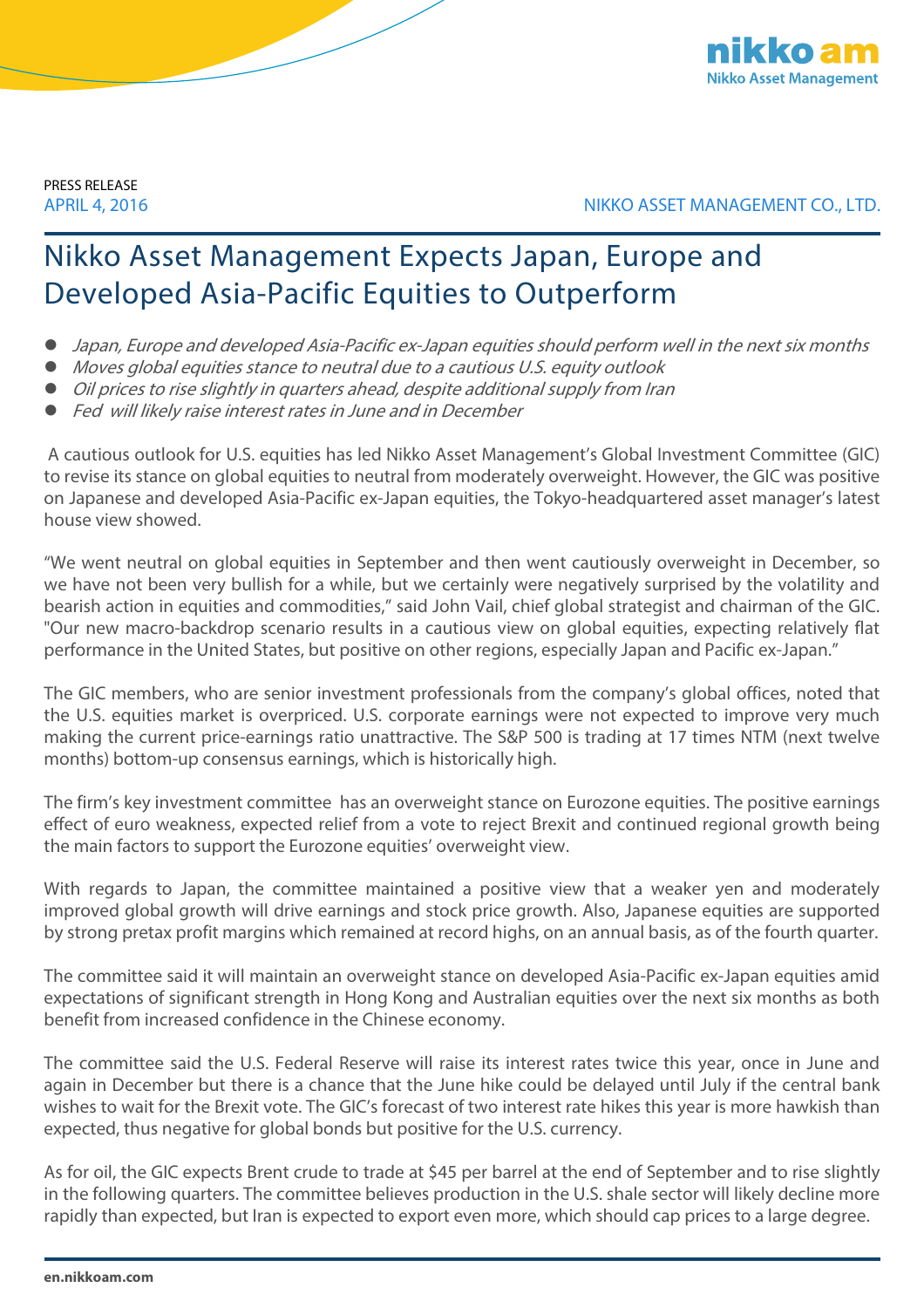PRESS RELEASE
APRIL 4, 2016

NIKKO ASSET MANAGEMENT CO., LTD.

# Nikko Asset Management Expects Japan, Europe and Developed Asia-Pacific Equities to Outperform

- *Japan, Europe and developed Asia-Pacific ex-Japan equities should perform well in the next six months*
- *Moves global equities stance to neutral due to a cautious U.S. equity outlook*
- *Oil prices to rise slightly in quarters ahead, despite additional supply from Iran*
- *Fed will likely raise interest rates in June and in December*

A cautious outlook for U.S. equities has led Nikko Asset Management's Global Investment Committee (GIC) to revise its stance on global equities to neutral from moderately overweight. However, the GIC was positive on Japanese and developed Asia-Pacific ex-Japan equities, the Tokyo-headquartered asset manager's latest house view showed.

"We went neutral on global equities in September and then went cautiously overweight in December, so we have not been very bullish for a while, but we certainly were negatively surprised by the volatility and bearish action in equities and commodities," said John Vail, chief global strategist and chairman of the GIC. "Our new macro-backdrop scenario results in a cautious view on global equities, expecting relatively flat performance in the United States, but positive on other regions, especially Japan and Pacific ex-Japan."

The GIC members, who are senior investment professionals from the company's global offices, noted that the U.S. equities market is overpriced. U.S. corporate earnings were not expected to improve very much making the current price-earnings ratio unattractive. The S&P 500 is trading at 17 times NTM (next twelve months) bottom-up consensus earnings, which is historically high.

The firm's key investment committee has an overweight stance on Eurozone equities. The positive earnings effect of euro weakness, expected relief from a vote to reject Brexit and continued regional growth being the main factors to support the Eurozone equities' overweight view.

With regards to Japan, the committee maintained a positive view that a weaker yen and moderately improved global growth will drive earnings and stock price growth. Also, Japanese equities are supported by strong pretax profit margins which remained at record highs, on an annual basis, as of the fourth quarter.

The committee said it will maintain an overweight stance on developed Asia-Pacific ex-Japan equities amid expectations of significant strength in Hong Kong and Australian equities over the next six months as both benefit from increased confidence in the Chinese economy.

The committee said the U.S. Federal Reserve will raise its interest rates twice this year, once in June and again in December but there is a chance that the June hike could be delayed until July if the central bank wishes to wait for the Brexit vote. The GIC's forecast of two interest rate hikes this year is more hawkish than expected, thus negative for global bonds but positive for the U.S. currency.

As for oil, the GIC expects Brent crude to trade at $45 per barrel at the end of September and to rise slightly in the following quarters. The committee believes production in the U.S. shale sector will likely decline more rapidly than expected, but Iran is expected to export even more, which should cap prices to a large degree.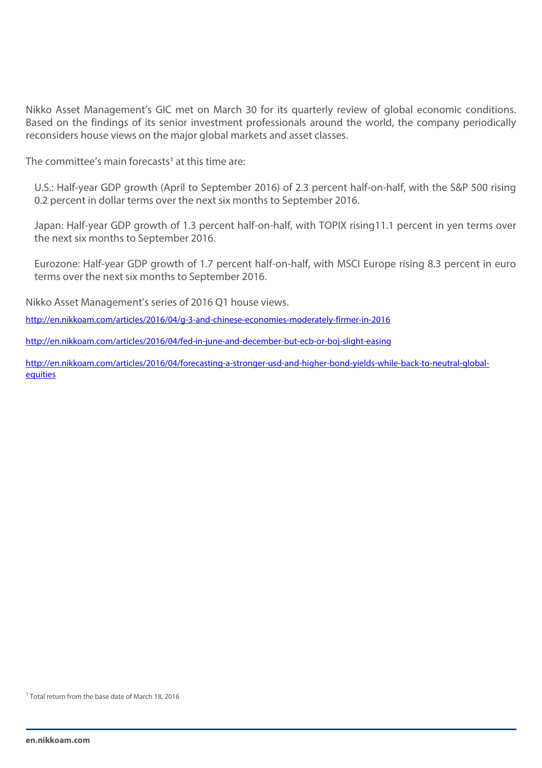Nikko Asset Management's GIC met on March 30 for its quarterly review of global economic conditions. Based on the findings of its senior investment professionals around the world, the company periodically reconsiders house views on the major global markets and asset classes.

The committee's main forecasts[1] at this time are:

U.S.: Half-year GDP growth (April to September 2016) of 2.3 percent half-on-half, with the S&P 500 rising 0.2 percent in dollar terms over the next six months to September 2016.

Japan: Half-year GDP growth of 1.3 percent half-on-half, with TOPIX rising11.1 percent in yen terms over the next six months to September 2016.

Eurozone: Half-year GDP growth of 1.7 percent half-on-half, with MSCI Europe rising 8.3 percent in euro terms over the next six months to September 2016.

Nikko Asset Management's series of 2016 Q1 house views.

http://en.nikkoam.com/articles/2016/04/g-3-and-chinese-economies-moderately-firmer-in-2016

http://en.nikkoam.com/articles/2016/04/fed-in-june-and-december-but-ecb-or-boj-slight-easing

http://en.nikkoam.com/articles/2016/04/forecasting-a-stronger-usd-and-higher-bond-yields-while-back-to-neutral-global-equities

[1] Total return from the base date of March 18, 2016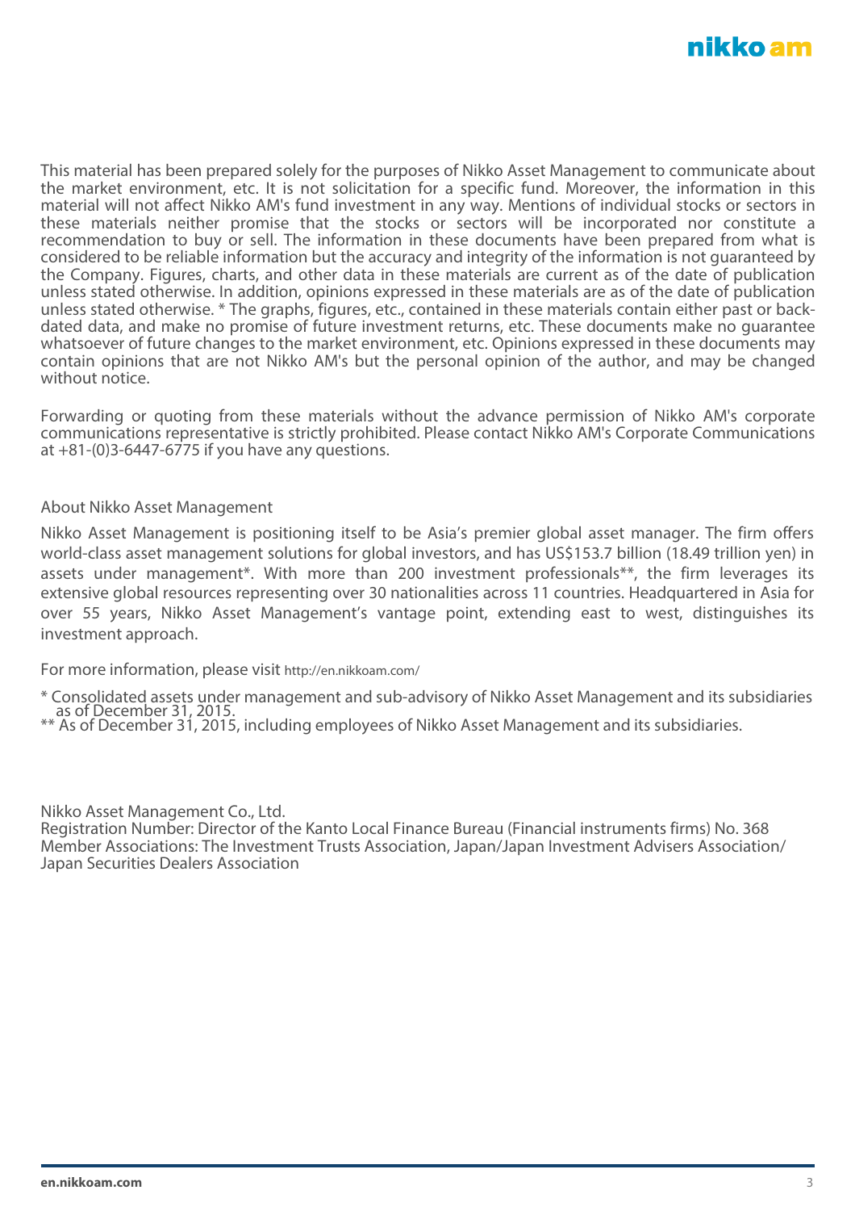This material has been prepared solely for the purposes of Nikko Asset Management to communicate about the market environment, etc. It is not solicitation for a specific fund. Moreover, the information in this material will not affect Nikko AM's fund investment in any way. Mentions of individual stocks or sectors in these materials neither promise that the stocks or sectors will be incorporated nor constitute a recommendation to buy or sell. The information in these documents have been prepared from what is considered to be reliable information but the accuracy and integrity of the information is not guaranteed by the Company. Figures, charts, and other data in these materials are current as of the date of publication unless stated otherwise. In addition, opinions expressed in these materials are as of the date of publication unless stated otherwise. * The graphs, figures, etc., contained in these materials contain either past or back-dated data, and make no promise of future investment returns, etc. These documents make no guarantee whatsoever of future changes to the market environment, etc. Opinions expressed in these documents may contain opinions that are not Nikko AM's but the personal opinion of the author, and may be changed without notice.

Forwarding or quoting from these materials without the advance permission of Nikko AM's corporate communications representative is strictly prohibited. Please contact Nikko AM's Corporate Communications at +81-(0)3-6447-6775 if you have any questions.

## About Nikko Asset Management

Nikko Asset Management is positioning itself to be Asia's premier global asset manager. The firm offers world-class asset management solutions for global investors, and has US$153.7 billion (18.49 trillion yen) in assets under management*. With more than 200 investment professionals**, the firm leverages its extensive global resources representing over 30 nationalities across 11 countries. Headquartered in Asia for over 55 years, Nikko Asset Management's vantage point, extending east to west, distinguishes its investment approach.

For more information, please visit http://en.nikkoam.com/

* Consolidated assets under management and sub-advisory of Nikko Asset Management and its subsidiaries as of December 31, 2015.
** As of December 31, 2015, including employees of Nikko Asset Management and its subsidiaries.

Nikko Asset Management Co., Ltd.
Registration Number: Director of the Kanto Local Finance Bureau (Financial instruments firms) No. 368
Member Associations: The Investment Trusts Association, Japan/Japan Investment Advisers Association/Japan Securities Dealers Association